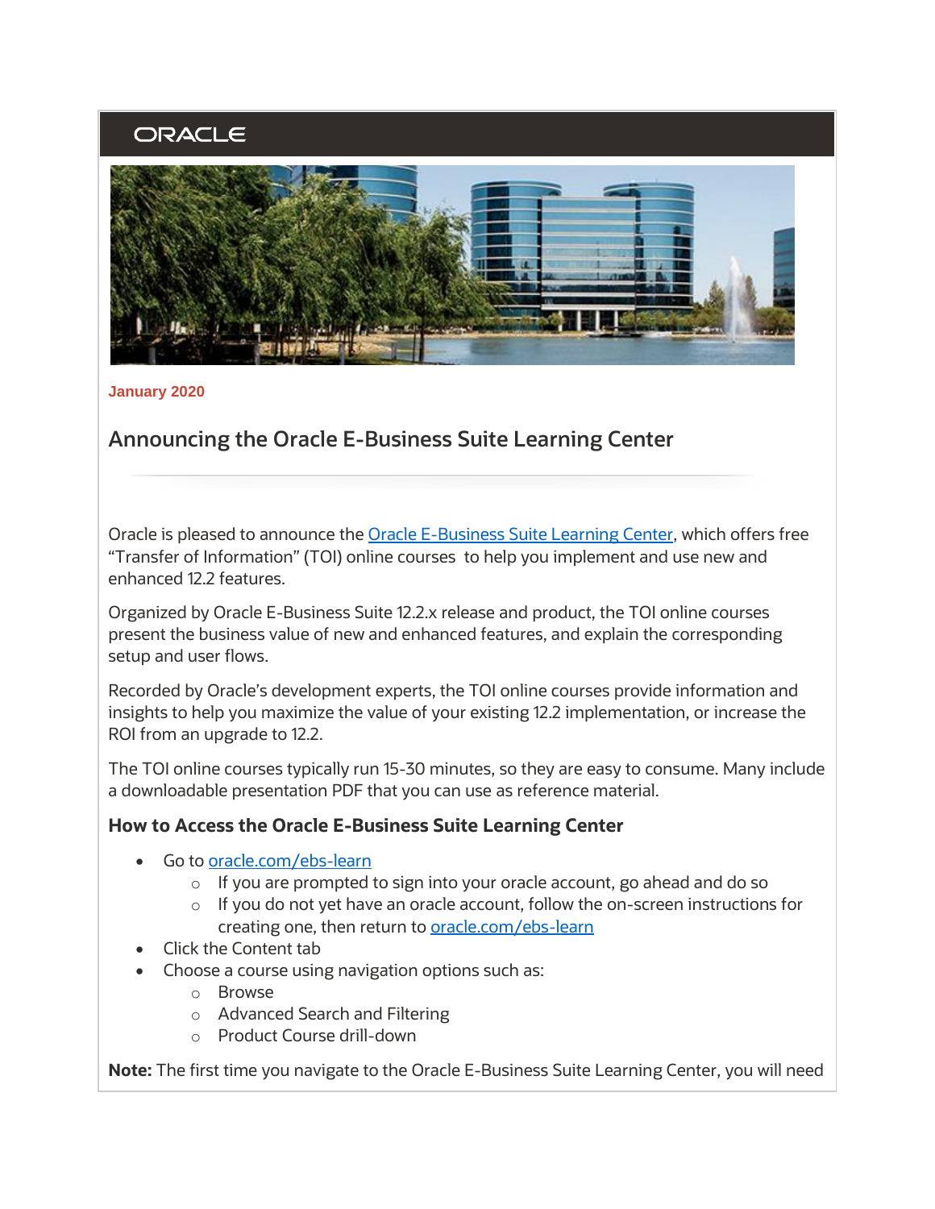ORACLE

**January 2020**

## Announcing the Oracle E-Business Suite Learning Center

Oracle is pleased to announce the Oracle E-Business Suite Learning Center, which offers free "Transfer of Information" (TOI) online courses to help you implement and use new and enhanced 12.2 features.

Organized by Oracle E-Business Suite 12.2.x release and product, the TOI online courses present the business value of new and enhanced features, and explain the corresponding setup and user flows.

Recorded by Oracle's development experts, the TOI online courses provide information and insights to help you maximize the value of your existing 12.2 implementation, or increase the ROI from an upgrade to 12.2.

The TOI online courses typically run 15-30 minutes, so they are easy to consume. Many include a downloadable presentation PDF that you can use as reference material.

### How to Access the Oracle E-Business Suite Learning Center

- Go to oracle.com/ebs-learn
  - If you are prompted to sign into your oracle account, go ahead and do so
  - If you do not yet have an oracle account, follow the on-screen instructions for creating one, then return to oracle.com/ebs-learn
- Click the Content tab
- Choose a course using navigation options such as:
  - Browse
  - Advanced Search and Filtering
  - Product Course drill-down

**Note:** The first time you navigate to the Oracle E-Business Suite Learning Center, you will need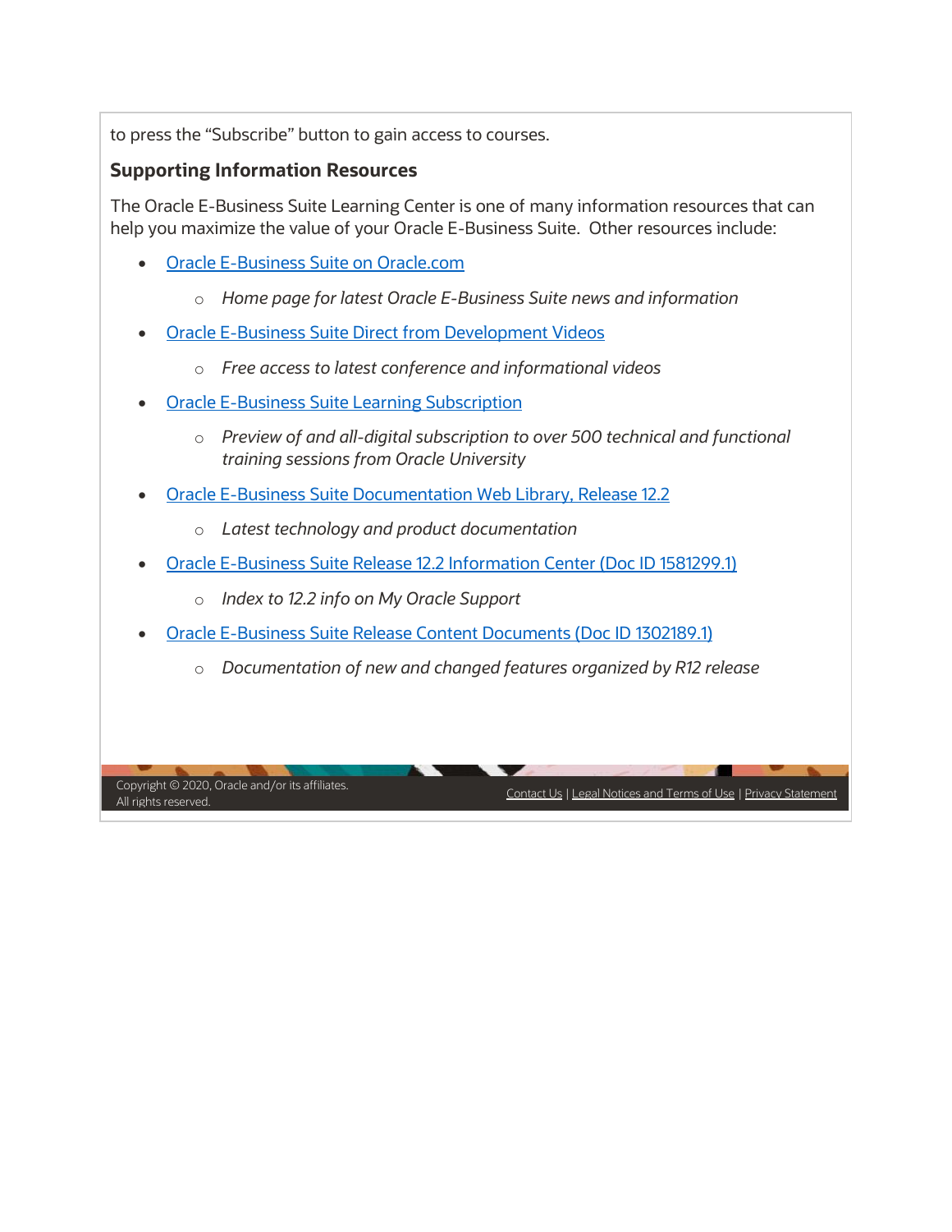to press the "Subscribe" button to gain access to courses.

### Supporting Information Resources

The Oracle E-Business Suite Learning Center is one of many information resources that can help you maximize the value of your Oracle E-Business Suite. Other resources include:

- Oracle E-Business Suite on Oracle.com
  - *Home page for latest Oracle E-Business Suite news and information*
- Oracle E-Business Suite Direct from Development Videos
  - *Free access to latest conference and informational videos*
- Oracle E-Business Suite Learning Subscription
  - *Preview of and all-digital subscription to over 500 technical and functional training sessions from Oracle University*
- Oracle E-Business Suite Documentation Web Library, Release 12.2
  - *Latest technology and product documentation*
- Oracle E-Business Suite Release 12.2 Information Center (Doc ID 1581299.1)
  - *Index to 12.2 info on My Oracle Support*
- Oracle E-Business Suite Release Content Documents (Doc ID 1302189.1)
  - *Documentation of new and changed features organized by R12 release*

Copyright © 2020, Oracle and/or its affiliates.
All rights reserved.

Contact Us | Legal Notices and Terms of Use | Privacy Statement